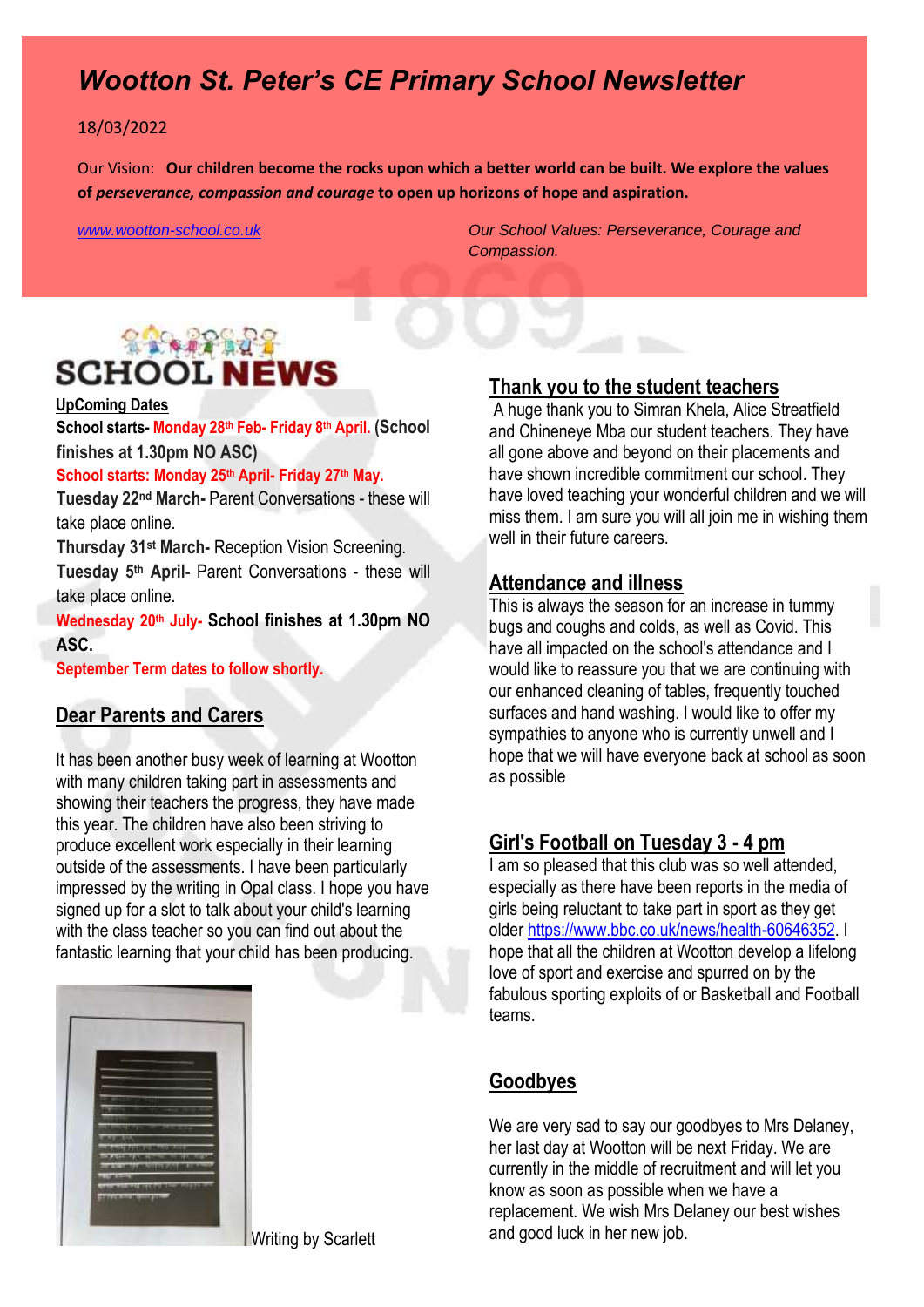# Wootton St. Peter's CE Primary School Newsletter

18/03/2022

Our Vision: **Our children become the rocks upon which a better world can be built. We explore the values of *perseverance, compassion and courage* to open up horizons of hope and aspiration.**

www.wootton-school.co.uk

*Our School Values: Perseverance, Courage and Compassion.*

## SCHOOL NEWS

**UpComing Dates**

**School starts- Monday 28th Feb- Friday 8th April. (School finishes at 1.30pm NO ASC)**

**School starts: Monday 25th April- Friday 27th May.**

**Tuesday 22nd March-** Parent Conversations - these will take place online.

**Thursday 31st March-** Reception Vision Screening.

**Tuesday 5th April-** Parent Conversations - these will take place online.

**Wednesday 20th July- School finishes at 1.30pm NO ASC.**

**September Term dates to follow shortly.**

## Dear Parents and Carers

It has been another busy week of learning at Wootton with many children taking part in assessments and showing their teachers the progress, they have made this year. The children have also been striving to produce excellent work especially in their learning outside of the assessments. I have been particularly impressed by the writing in Opal class. I hope you have signed up for a slot to talk about your child's learning with the class teacher so you can find out about the fantastic learning that your child has been producing.

Writing by Scarlett

## Thank you to the student teachers

A huge thank you to Simran Khela, Alice Streatfield and Chineneye Mba our student teachers. They have all gone above and beyond on their placements and have shown incredible commitment our school. They have loved teaching your wonderful children and we will miss them. I am sure you will all join me in wishing them well in their future careers.

## Attendance and illness

This is always the season for an increase in tummy bugs and coughs and colds, as well as Covid. This have all impacted on the school's attendance and I would like to reassure you that we are continuing with our enhanced cleaning of tables, frequently touched surfaces and hand washing. I would like to offer my sympathies to anyone who is currently unwell and I hope that we will have everyone back at school as soon as possible

## Girl's Football on Tuesday 3 - 4 pm

I am so pleased that this club was so well attended, especially as there have been reports in the media of girls being reluctant to take part in sport as they get older https://www.bbc.co.uk/news/health-60646352. I hope that all the children at Wootton develop a lifelong love of sport and exercise and spurred on by the fabulous sporting exploits of or Basketball and Football teams.

## Goodbyes

We are very sad to say our goodbyes to Mrs Delaney, her last day at Wootton will be next Friday. We are currently in the middle of recruitment and will let you know as soon as possible when we have a replacement. We wish Mrs Delaney our best wishes and good luck in her new job.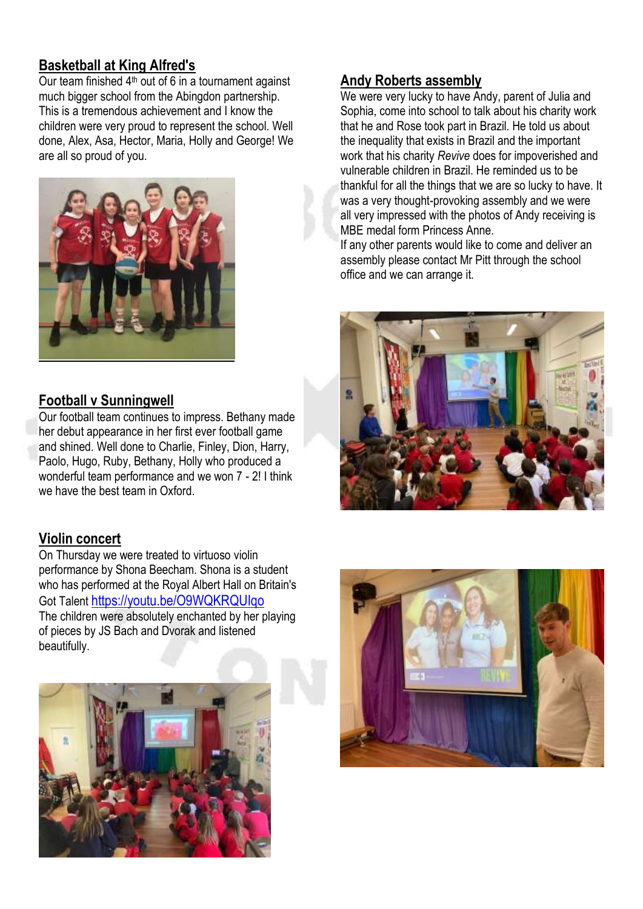## Basketball at King Alfred's

Our team finished 4th out of 6 in a tournament against much bigger school from the Abingdon partnership. This is a tremendous achievement and I know the children were very proud to represent the school. Well done, Alex, Asa, Hector, Maria, Holly and George! We are all so proud of you.

## Football v Sunningwell

Our football team continues to impress. Bethany made her debut appearance in her first ever football game and shined. Well done to Charlie, Finley, Dion, Harry, Paolo, Hugo, Ruby, Bethany, Holly who produced a wonderful team performance and we won 7 - 2! I think we have the best team in Oxford.

## Violin concert

On Thursday we were treated to virtuoso violin performance by Shona Beecham. Shona is a student who has performed at the Royal Albert Hall on Britain's Got Talent https://youtu.be/O9WQKRQUIqo
The children were absolutely enchanted by her playing of pieces by JS Bach and Dvorak and listened beautifully.

## Andy Roberts assembly

We were very lucky to have Andy, parent of Julia and Sophia, come into school to talk about his charity work that he and Rose took part in Brazil. He told us about the inequality that exists in Brazil and the important work that his charity *Revive* does for impoverished and vulnerable children in Brazil. He reminded us to be thankful for all the things that we are so lucky to have. It was a very thought-provoking assembly and we were all very impressed with the photos of Andy receiving is MBE medal form Princess Anne.
If any other parents would like to come and deliver an assembly please contact Mr Pitt through the school office and we can arrange it.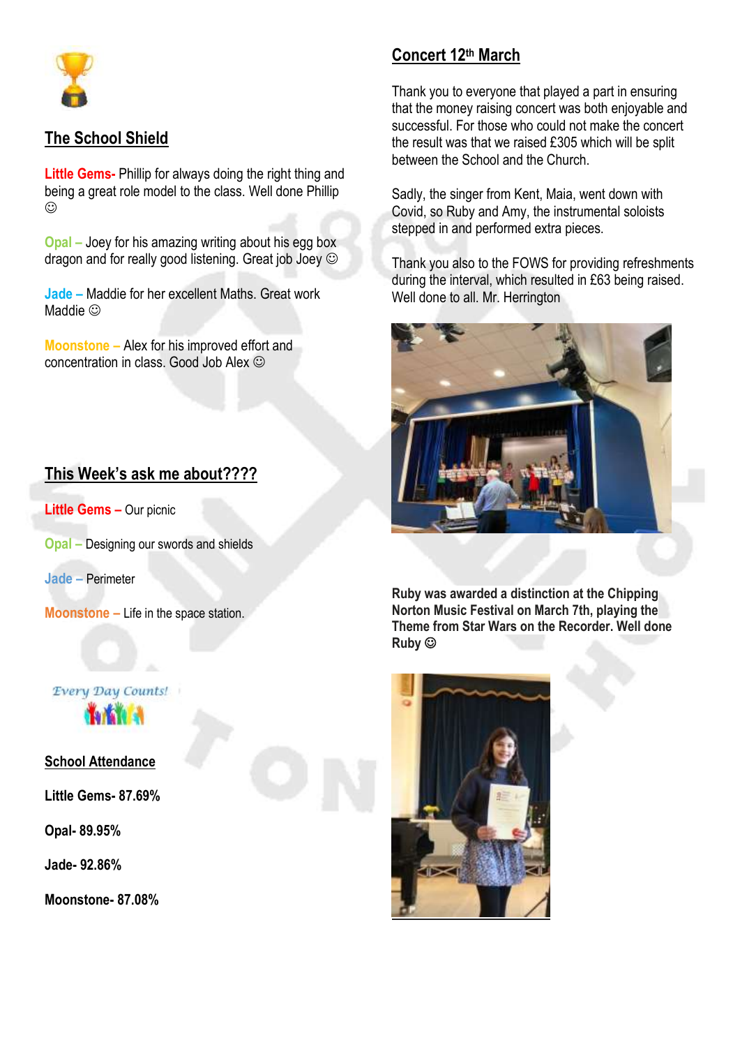## The School Shield

**Little Gems-** Phillip for always doing the right thing and being a great role model to the class. Well done Phillip ☺

**Opal –** Joey for his amazing writing about his egg box dragon and for really good listening. Great job Joey ☺

**Jade –** Maddie for her excellent Maths. Great work Maddie ☺

**Moonstone –** Alex for his improved effort and concentration in class. Good Job Alex ☺

## This Week's ask me about????

**Little Gems –** Our picnic

**Opal –** Designing our swords and shields

**Jade –** Perimeter

**Moonstone –** Life in the space station.

*Every Day Counts!*

## School Attendance

**Little Gems- 87.69%**

**Opal- 89.95%**

**Jade- 92.86%**

**Moonstone- 87.08%**

## Concert 12th March

Thank you to everyone that played a part in ensuring that the money raising concert was both enjoyable and successful. For those who could not make the concert the result was that we raised £305 which will be split between the School and the Church.

Sadly, the singer from Kent, Maia, went down with Covid, so Ruby and Amy, the instrumental soloists stepped in and performed extra pieces.

Thank you also to the FOWS for providing refreshments during the interval, which resulted in £63 being raised. Well done to all. Mr. Herrington

**Ruby was awarded a distinction at the Chipping Norton Music Festival on March 7th, playing the Theme from Star Wars on the Recorder. Well done Ruby ☺**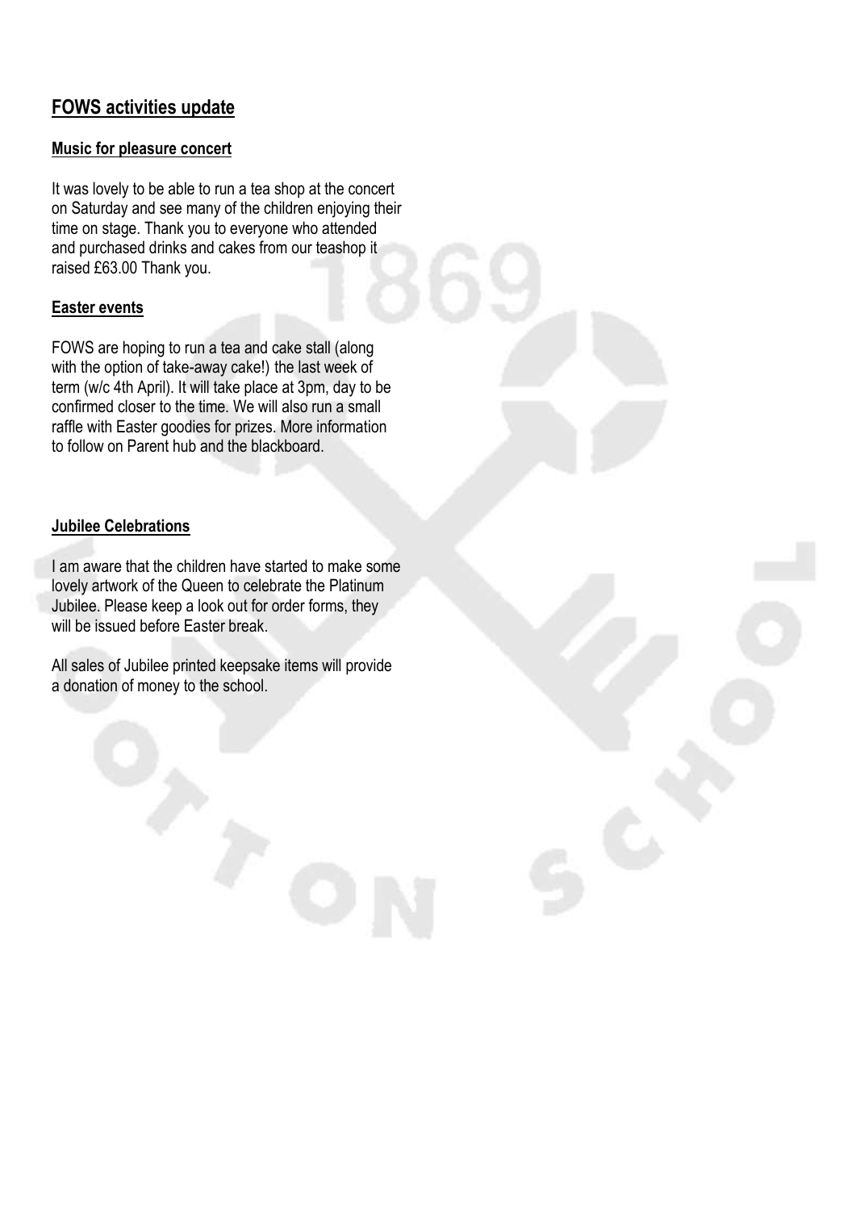## FOWS activities update

### Music for pleasure concert

It was lovely to be able to run a tea shop at the concert on Saturday and see many of the children enjoying their time on stage. Thank you to everyone who attended and purchased drinks and cakes from our teashop it raised £63.00 Thank you.

### Easter events

FOWS are hoping to run a tea and cake stall (along with the option of take-away cake!) the last week of term (w/c 4th April). It will take place at 3pm, day to be confirmed closer to the time. We will also run a small raffle with Easter goodies for prizes. More information to follow on Parent hub and the blackboard.

### Jubilee Celebrations

I am aware that the children have started to make some lovely artwork of the Queen to celebrate the Platinum Jubilee. Please keep a look out for order forms, they will be issued before Easter break.

All sales of Jubilee printed keepsake items will provide a donation of money to the school.